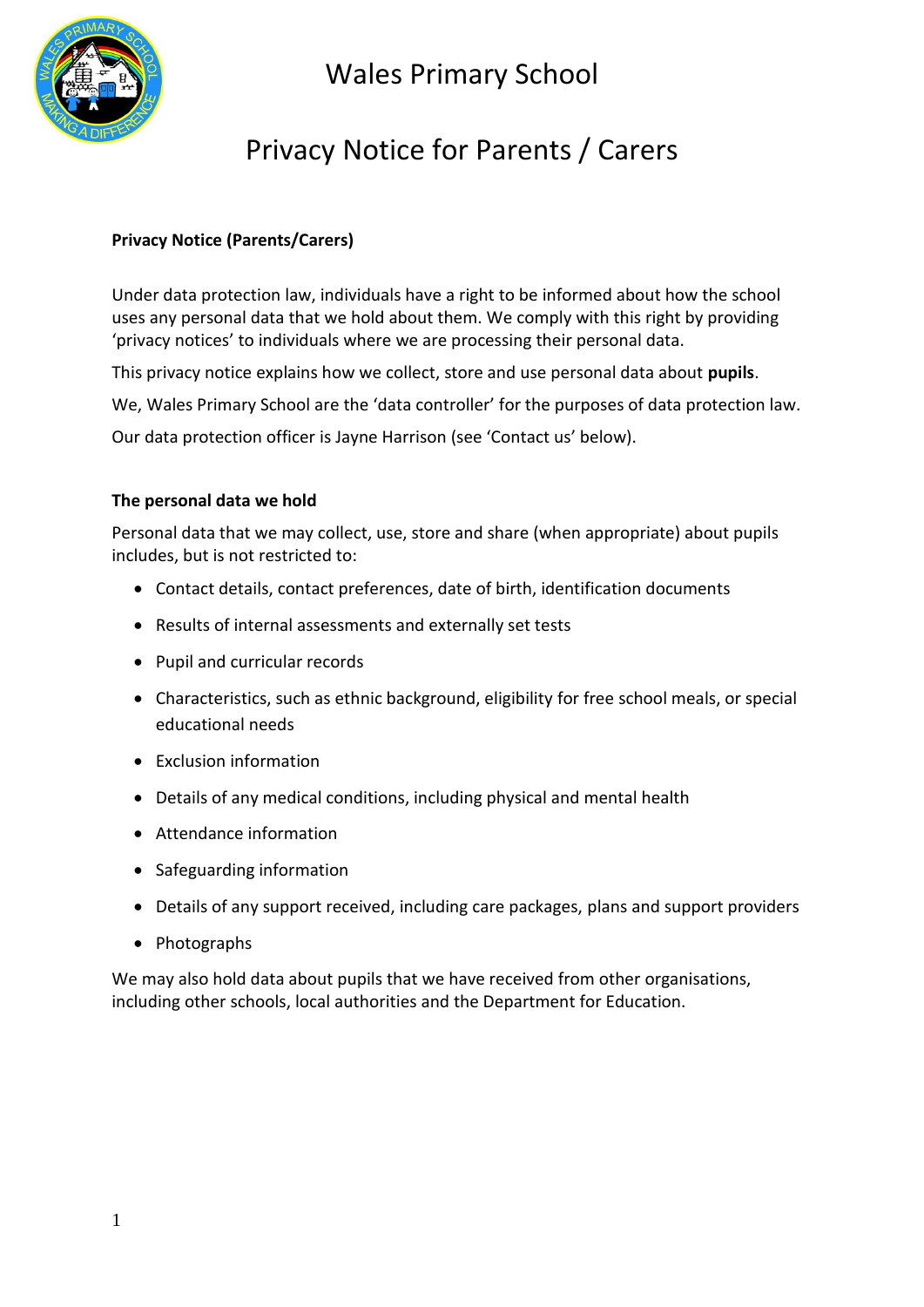# Wales Primary School

## Privacy Notice for Parents / Carers

**Privacy Notice (Parents/Carers)**

Under data protection law, individuals have a right to be informed about how the school uses any personal data that we hold about them. We comply with this right by providing 'privacy notices' to individuals where we are processing their personal data.

This privacy notice explains how we collect, store and use personal data about **pupils**.

We, Wales Primary School are the 'data controller' for the purposes of data protection law.

Our data protection officer is Jayne Harrison (see 'Contact us' below).

**The personal data we hold**

Personal data that we may collect, use, store and share (when appropriate) about pupils includes, but is not restricted to:

- Contact details, contact preferences, date of birth, identification documents
- Results of internal assessments and externally set tests
- Pupil and curricular records
- Characteristics, such as ethnic background, eligibility for free school meals, or special educational needs
- Exclusion information
- Details of any medical conditions, including physical and mental health
- Attendance information
- Safeguarding information
- Details of any support received, including care packages, plans and support providers
- Photographs

We may also hold data about pupils that we have received from other organisations, including other schools, local authorities and the Department for Education.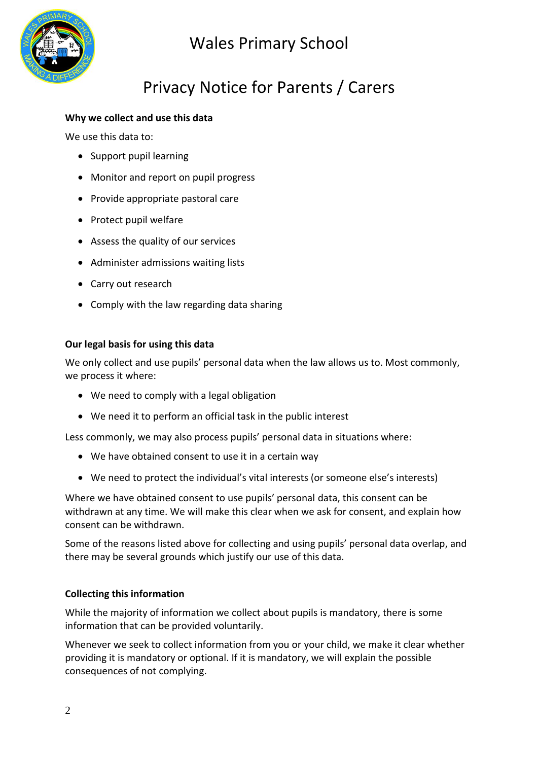# Wales Primary School

## Privacy Notice for Parents / Carers

**Why we collect and use this data**

We use this data to:

- Support pupil learning
- Monitor and report on pupil progress
- Provide appropriate pastoral care
- Protect pupil welfare
- Assess the quality of our services
- Administer admissions waiting lists
- Carry out research
- Comply with the law regarding data sharing

**Our legal basis for using this data**

We only collect and use pupils' personal data when the law allows us to. Most commonly, we process it where:

- We need to comply with a legal obligation
- We need it to perform an official task in the public interest

Less commonly, we may also process pupils' personal data in situations where:

- We have obtained consent to use it in a certain way
- We need to protect the individual's vital interests (or someone else's interests)

Where we have obtained consent to use pupils' personal data, this consent can be withdrawn at any time. We will make this clear when we ask for consent, and explain how consent can be withdrawn.

Some of the reasons listed above for collecting and using pupils' personal data overlap, and there may be several grounds which justify our use of this data.

**Collecting this information**

While the majority of information we collect about pupils is mandatory, there is some information that can be provided voluntarily.

Whenever we seek to collect information from you or your child, we make it clear whether providing it is mandatory or optional. If it is mandatory, we will explain the possible consequences of not complying.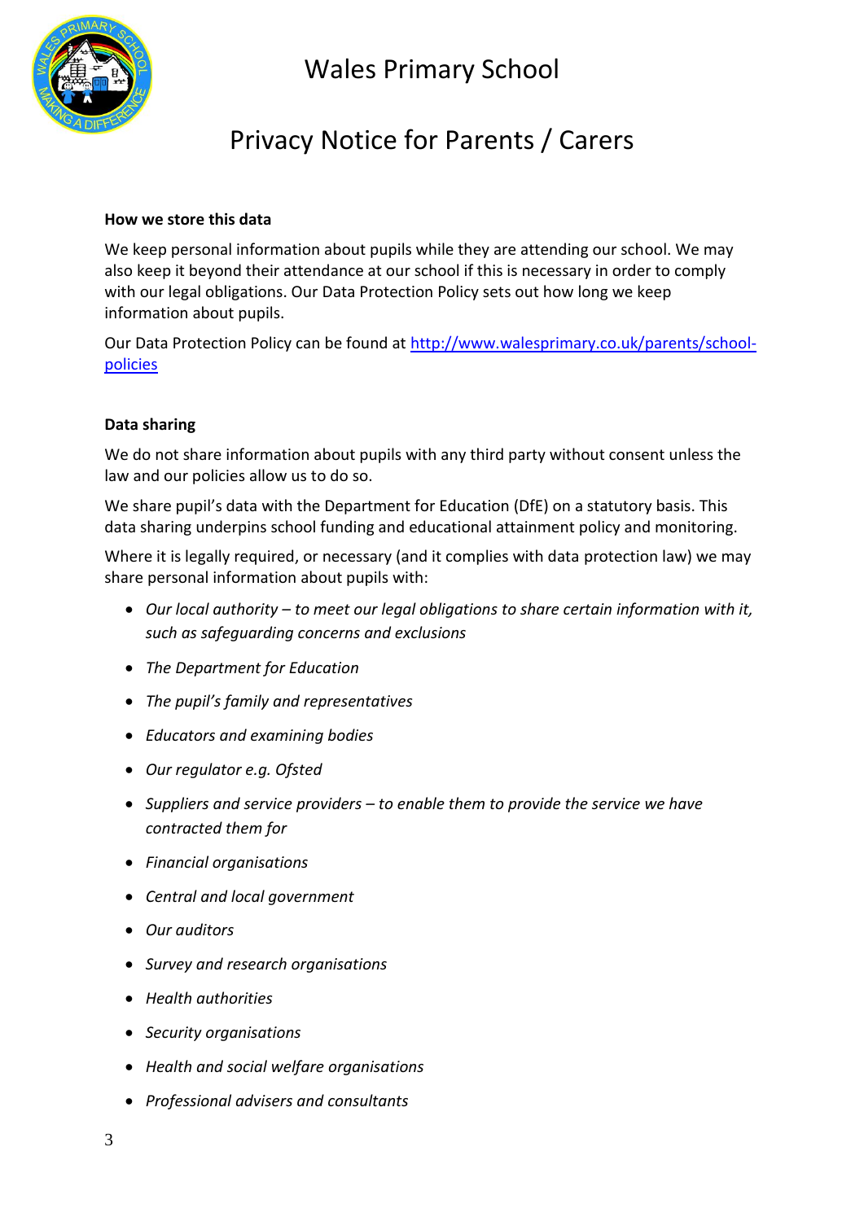### How we store this data

We keep personal information about pupils while they are attending our school. We may also keep it beyond their attendance at our school if this is necessary in order to comply with our legal obligations. Our Data Protection Policy sets out how long we keep information about pupils.

Our Data Protection Policy can be found at [http://www.walesprimary.co.uk/parents/school-policies](http://www.walesprimary.co.uk/parents/school-policies)

### Data sharing

We do not share information about pupils with any third party without consent unless the law and our policies allow us to do so.

We share pupil's data with the Department for Education (DfE) on a statutory basis. This data sharing underpins school funding and educational attainment policy and monitoring.

Where it is legally required, or necessary (and it complies with data protection law) we may share personal information about pupils with:

- *Our local authority – to meet our legal obligations to share certain information with it, such as safeguarding concerns and exclusions*
- *The Department for Education*
- *The pupil's family and representatives*
- *Educators and examining bodies*
- *Our regulator e.g. Ofsted*
- *Suppliers and service providers – to enable them to provide the service we have contracted them for*
- *Financial organisations*
- *Central and local government*
- *Our auditors*
- *Survey and research organisations*
- *Health authorities*
- *Security organisations*
- *Health and social welfare organisations*
- *Professional advisers and consultants*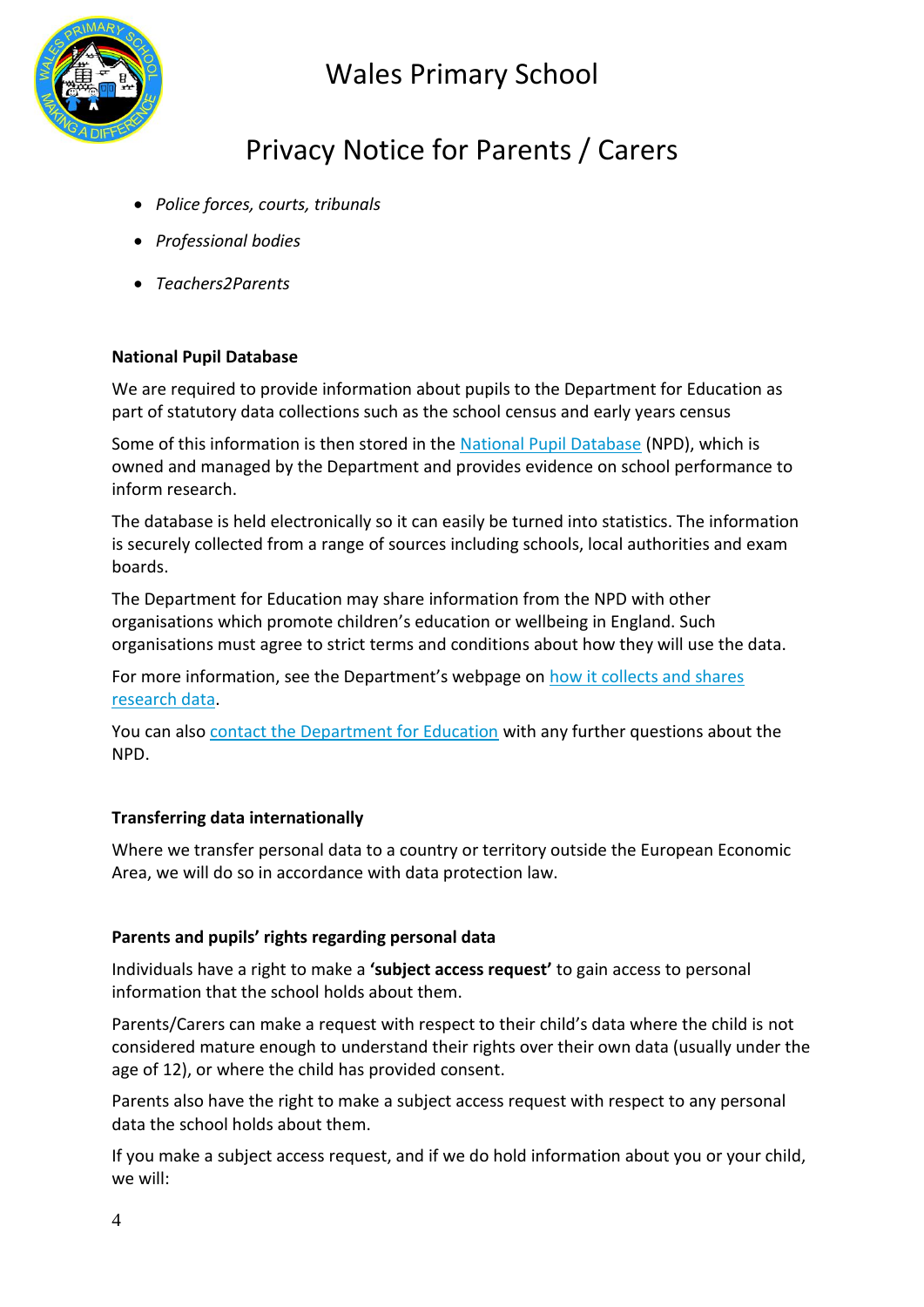- *Police forces, courts, tribunals*
- *Professional bodies*
- *Teachers2Parents*

**National Pupil Database**

We are required to provide information about pupils to the Department for Education as part of statutory data collections such as the school census and early years census

Some of this information is then stored in the National Pupil Database (NPD), which is owned and managed by the Department and provides evidence on school performance to inform research.

The database is held electronically so it can easily be turned into statistics. The information is securely collected from a range of sources including schools, local authorities and exam boards.

The Department for Education may share information from the NPD with other organisations which promote children's education or wellbeing in England. Such organisations must agree to strict terms and conditions about how they will use the data.

For more information, see the Department's webpage on how it collects and shares research data.

You can also contact the Department for Education with any further questions about the NPD.

**Transferring data internationally**

Where we transfer personal data to a country or territory outside the European Economic Area, we will do so in accordance with data protection law.

**Parents and pupils' rights regarding personal data**

Individuals have a right to make a **'subject access request'** to gain access to personal information that the school holds about them.

Parents/Carers can make a request with respect to their child's data where the child is not considered mature enough to understand their rights over their own data (usually under the age of 12), or where the child has provided consent.

Parents also have the right to make a subject access request with respect to any personal data the school holds about them.

If you make a subject access request, and if we do hold information about you or your child, we will: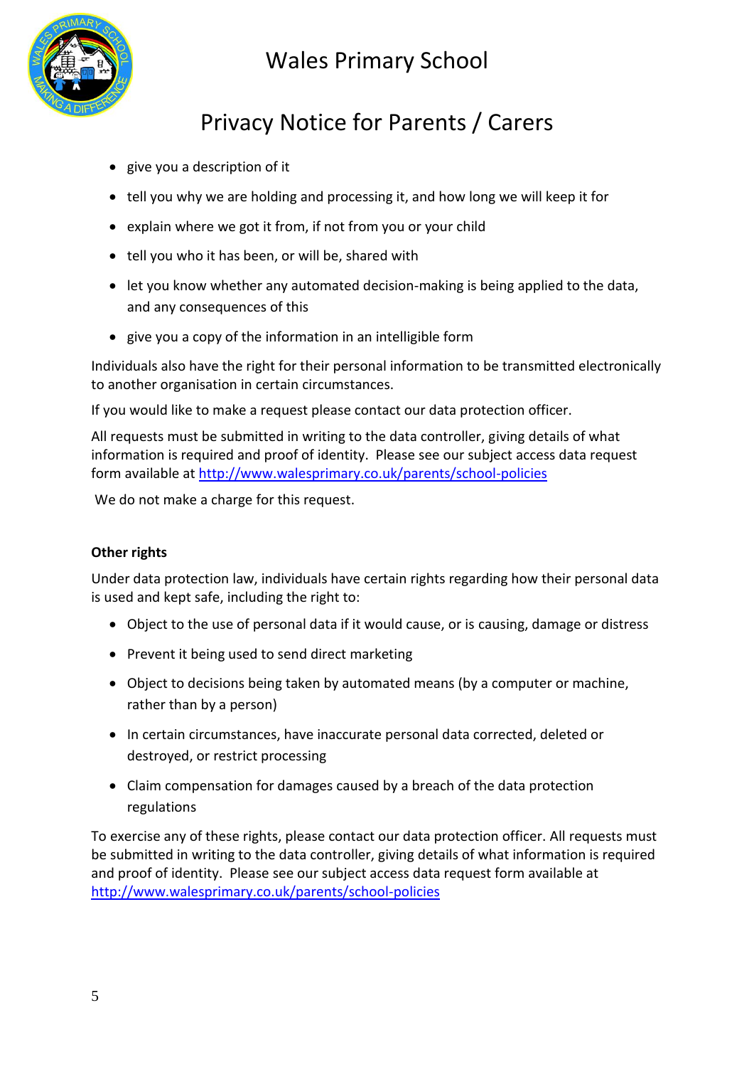- give you a description of it
- tell you why we are holding and processing it, and how long we will keep it for
- explain where we got it from, if not from you or your child
- tell you who it has been, or will be, shared with
- let you know whether any automated decision-making is being applied to the data, and any consequences of this
- give you a copy of the information in an intelligible form

Individuals also have the right for their personal information to be transmitted electronically to another organisation in certain circumstances.

If you would like to make a request please contact our data protection officer.

All requests must be submitted in writing to the data controller, giving details of what information is required and proof of identity. Please see our subject access data request form available at http://www.walesprimary.co.uk/parents/school-policies

We do not make a charge for this request.

**Other rights**

Under data protection law, individuals have certain rights regarding how their personal data is used and kept safe, including the right to:

- Object to the use of personal data if it would cause, or is causing, damage or distress
- Prevent it being used to send direct marketing
- Object to decisions being taken by automated means (by a computer or machine, rather than by a person)
- In certain circumstances, have inaccurate personal data corrected, deleted or destroyed, or restrict processing
- Claim compensation for damages caused by a breach of the data protection regulations

To exercise any of these rights, please contact our data protection officer. All requests must be submitted in writing to the data controller, giving details of what information is required and proof of identity. Please see our subject access data request form available at http://www.walesprimary.co.uk/parents/school-policies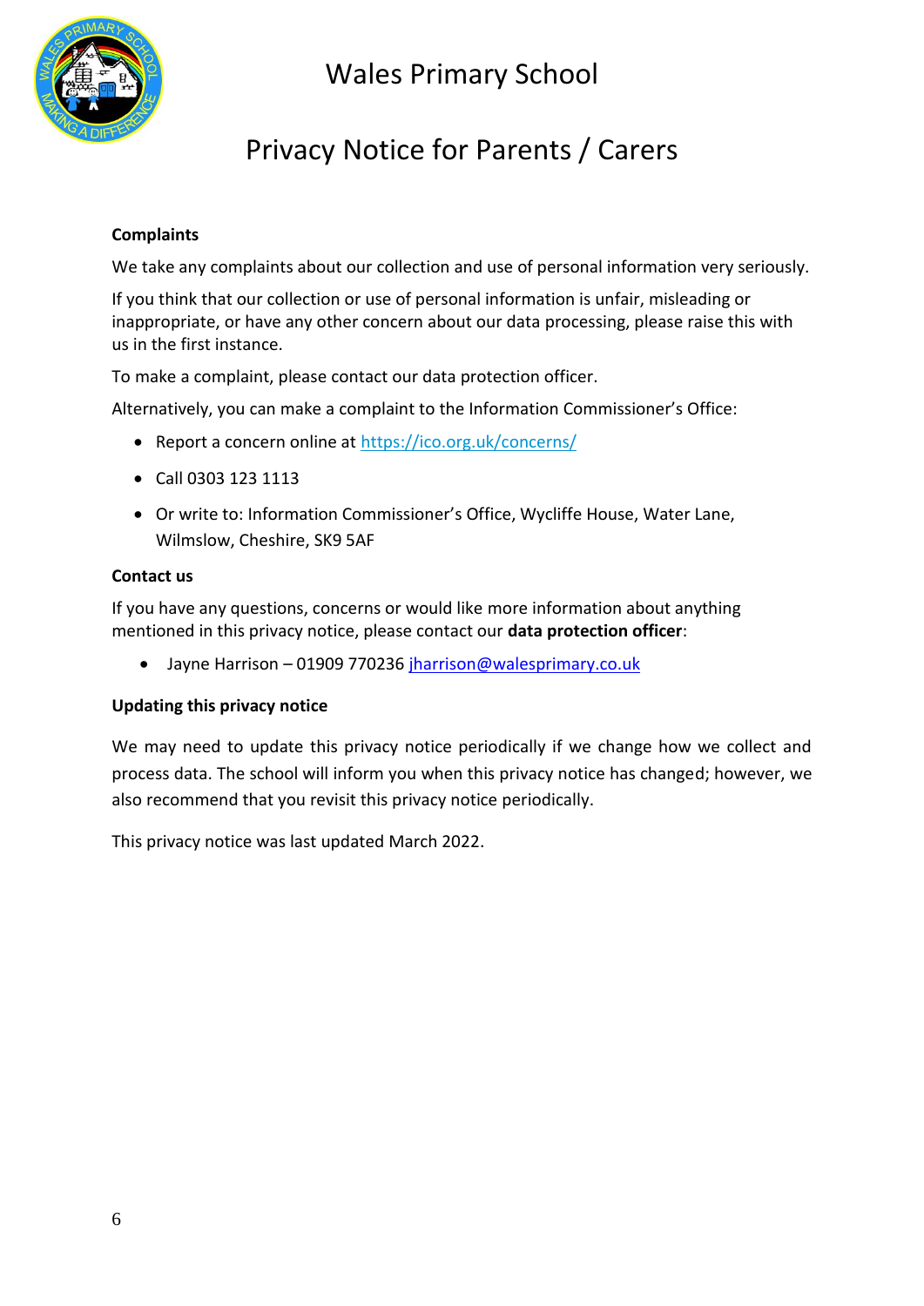# Wales Primary School

## Privacy Notice for Parents / Carers

**Complaints**

We take any complaints about our collection and use of personal information very seriously.

If you think that our collection or use of personal information is unfair, misleading or inappropriate, or have any other concern about our data processing, please raise this with us in the first instance.

To make a complaint, please contact our data protection officer.

Alternatively, you can make a complaint to the Information Commissioner's Office:

- Report a concern online at https://ico.org.uk/concerns/
- Call 0303 123 1113
- Or write to: Information Commissioner's Office, Wycliffe House, Water Lane, Wilmslow, Cheshire, SK9 5AF

**Contact us**

If you have any questions, concerns or would like more information about anything mentioned in this privacy notice, please contact our **data protection officer**:

- Jayne Harrison – 01909 770236 jharrison@walesprimary.co.uk

**Updating this privacy notice**

We may need to update this privacy notice periodically if we change how we collect and process data. The school will inform you when this privacy notice has changed; however, we also recommend that you revisit this privacy notice periodically.

This privacy notice was last updated March 2022.